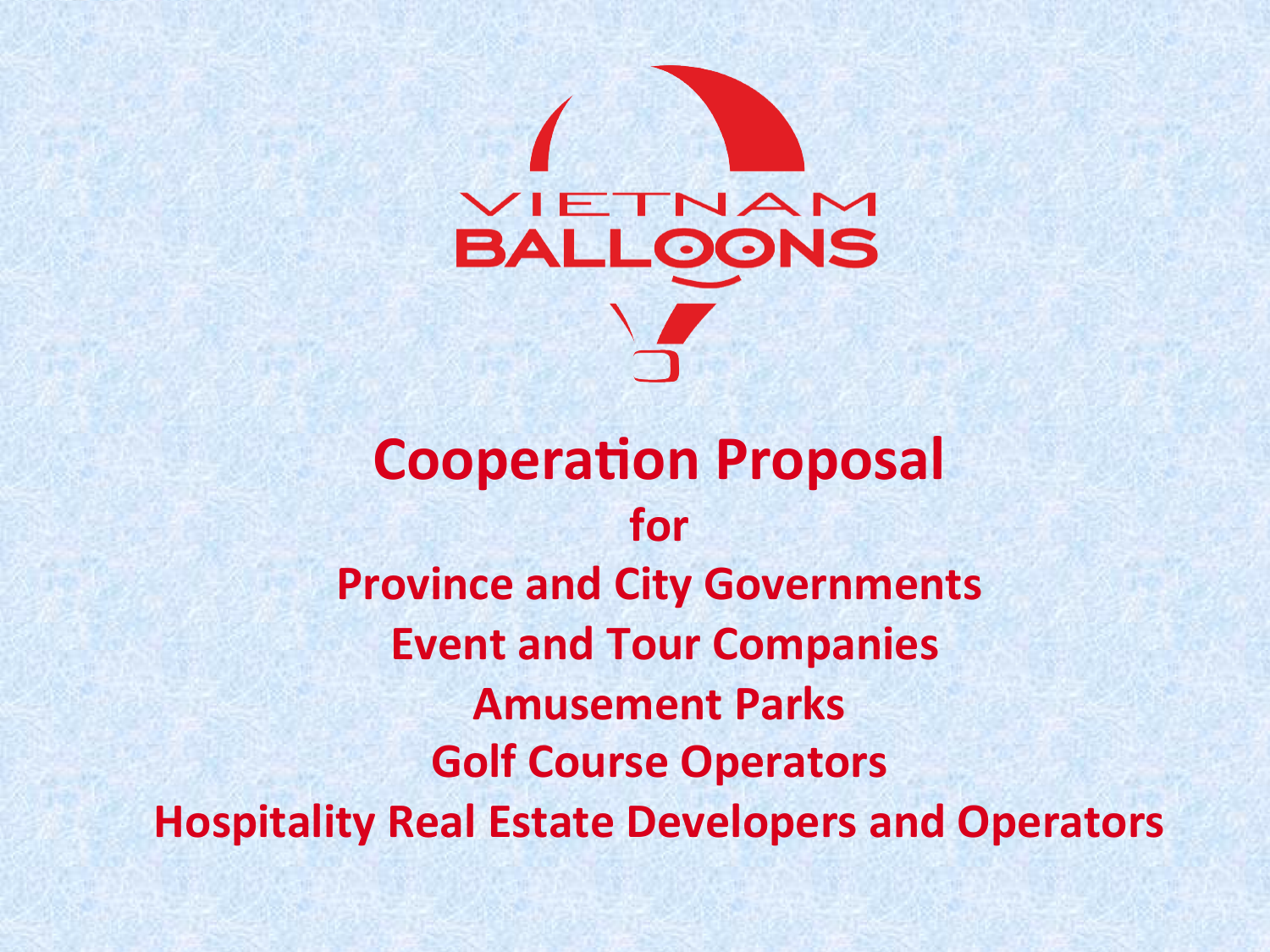VIETNAM BALLOONS

# Cooperation Proposal

## for

## Province and City Governments
## Event and Tour Companies
## Amusement Parks
## Golf Course Operators
## Hospitality Real Estate Developers and Operators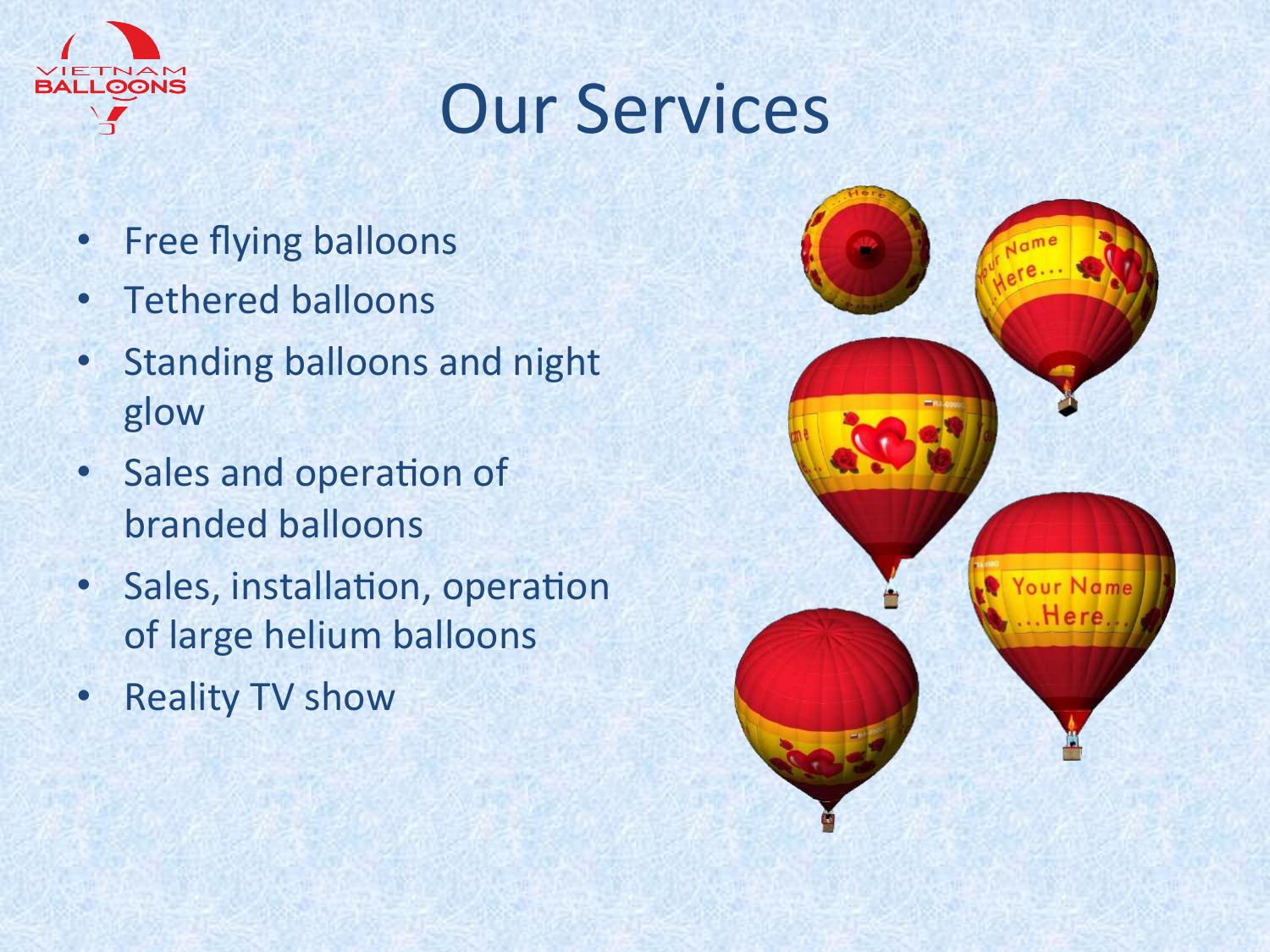# Our Services

- Free flying balloons
- Tethered balloons
- Standing balloons and night glow
- Sales and operation of branded balloons
- Sales, installation, operation of large helium balloons
- Reality TV show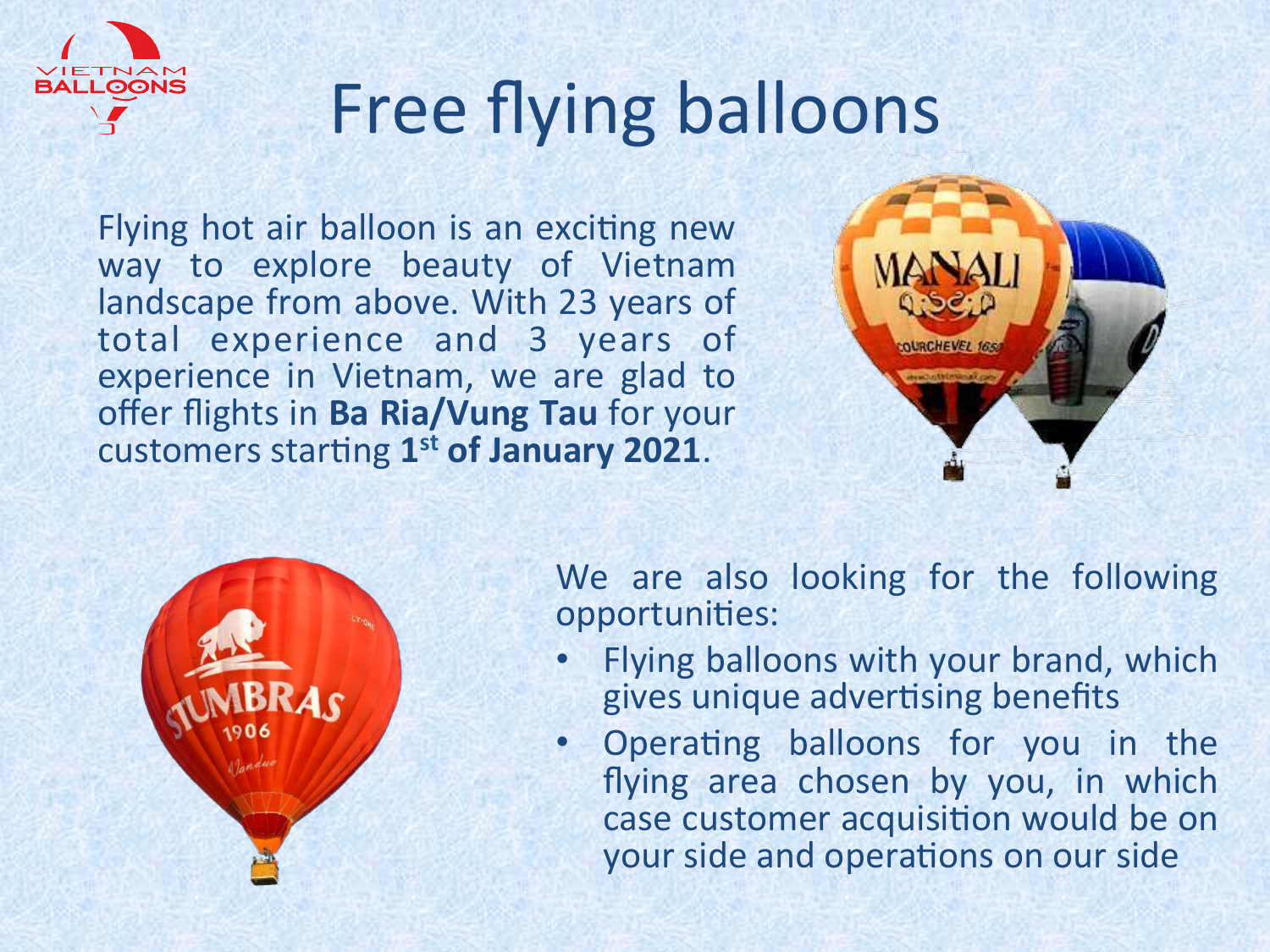# Free flying balloons

Flying hot air balloon is an exciting new way to explore beauty of Vietnam landscape from above. With 23 years of total experience and 3 years of experience in Vietnam, we are glad to offer flights in **Ba Ria/Vung Tau** for your customers starting **1st of January 2021**.

We are also looking for the following opportunities:

- Flying balloons with your brand, which gives unique advertising benefits
- Operating balloons for you in the flying area chosen by you, in which case customer acquisition would be on your side and operations on our side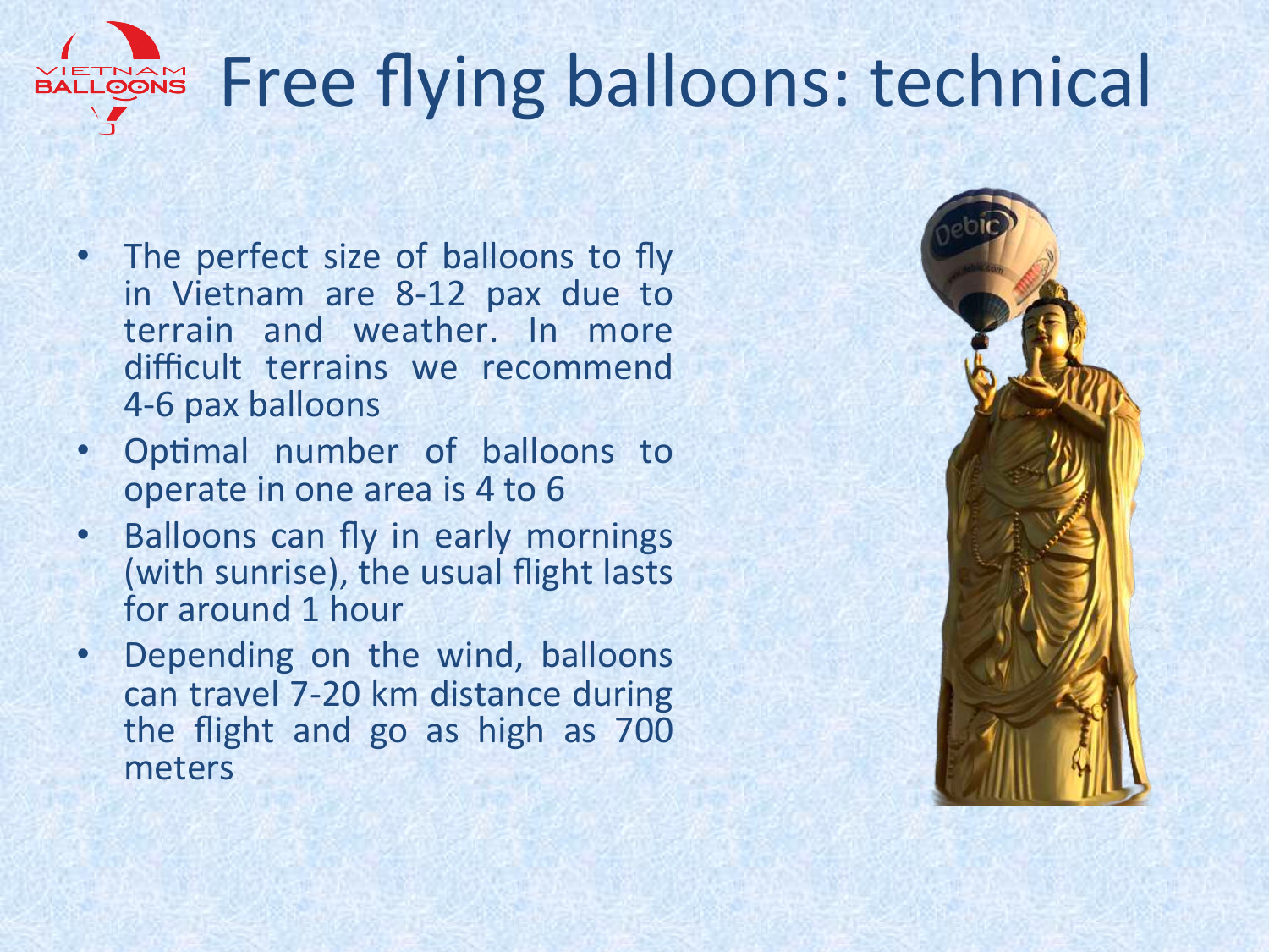# Free flying balloons: technical

- The perfect size of balloons to fly in Vietnam are 8-12 pax due to terrain and weather. In more difficult terrains we recommend 4-6 pax balloons
- Optimal number of balloons to operate in one area is 4 to 6
- Balloons can fly in early mornings (with sunrise), the usual flight lasts for around 1 hour
- Depending on the wind, balloons can travel 7-20 km distance during the flight and go as high as 700 meters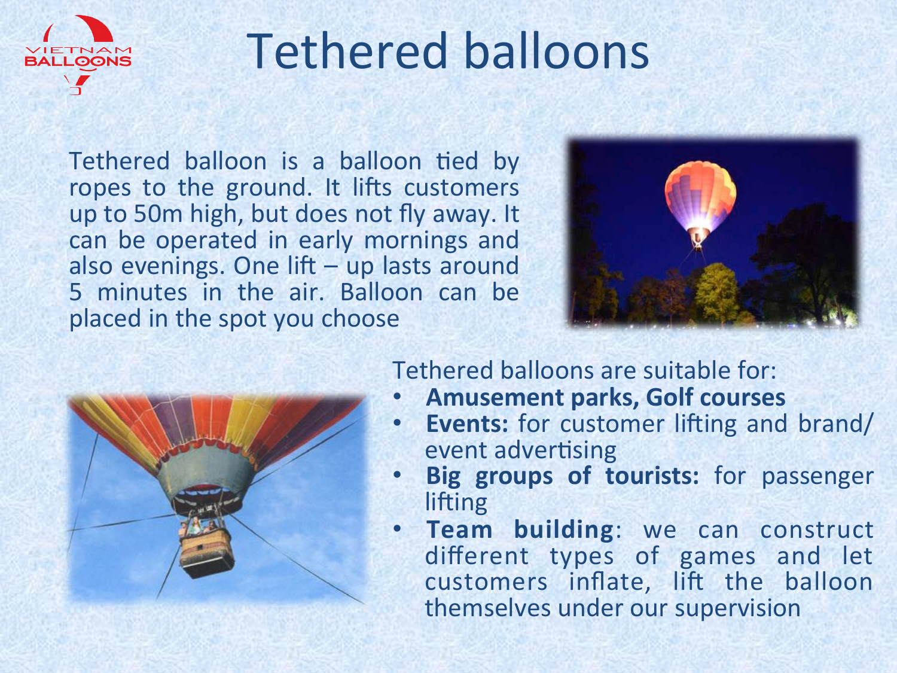# Tethered balloons

Tethered balloon is a balloon tied by ropes to the ground. It lifts customers up to 50m high, but does not fly away. It can be operated in early mornings and also evenings. One lift – up lasts around 5 minutes in the air. Balloon can be placed in the spot you choose

Tethered balloons are suitable for:

- **Amusement parks, Golf courses**
- **Events:** for customer lifting and brand/event advertising
- **Big groups of tourists:** for passenger lifting
- **Team building**: we can construct different types of games and let customers inflate, lift the balloon themselves under our supervision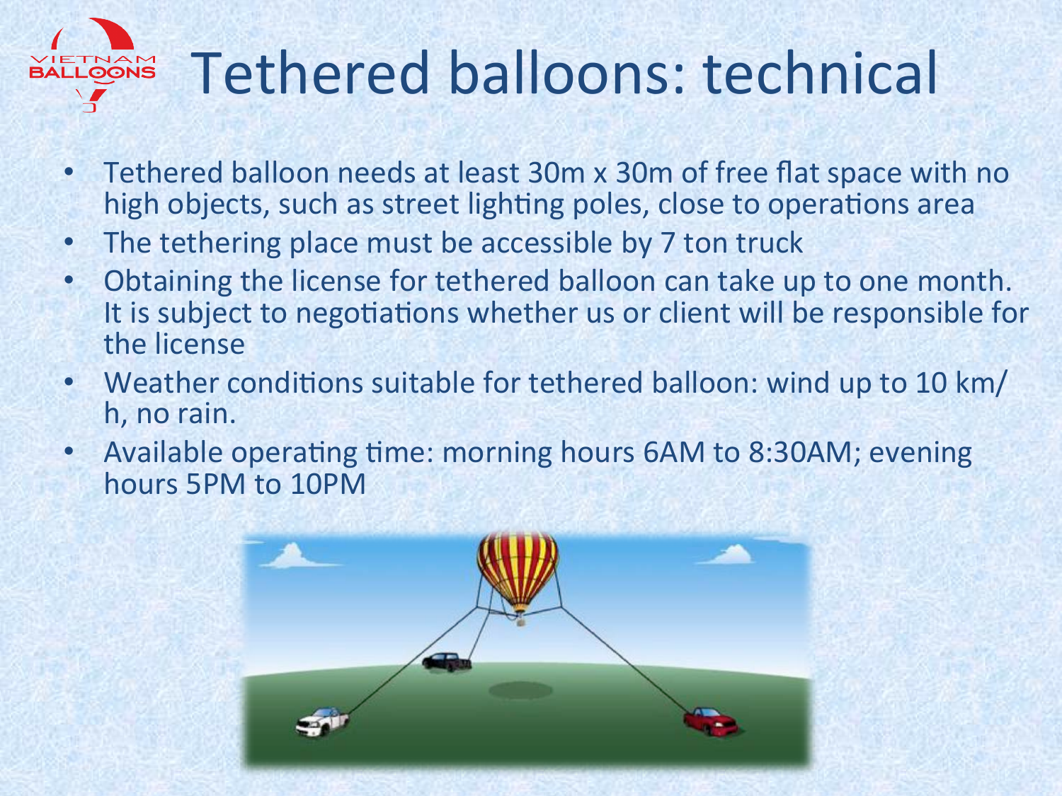# Tethered balloons: technical

- Tethered balloon needs at least 30m x 30m of free flat space with no high objects, such as street lighting poles, close to operations area
- The tethering place must be accessible by 7 ton truck
- Obtaining the license for tethered balloon can take up to one month. It is subject to negotiations whether us or client will be responsible for the license
- Weather conditions suitable for tethered balloon: wind up to 10 km/h, no rain.
- Available operating time: morning hours 6AM to 8:30AM; evening hours 5PM to 10PM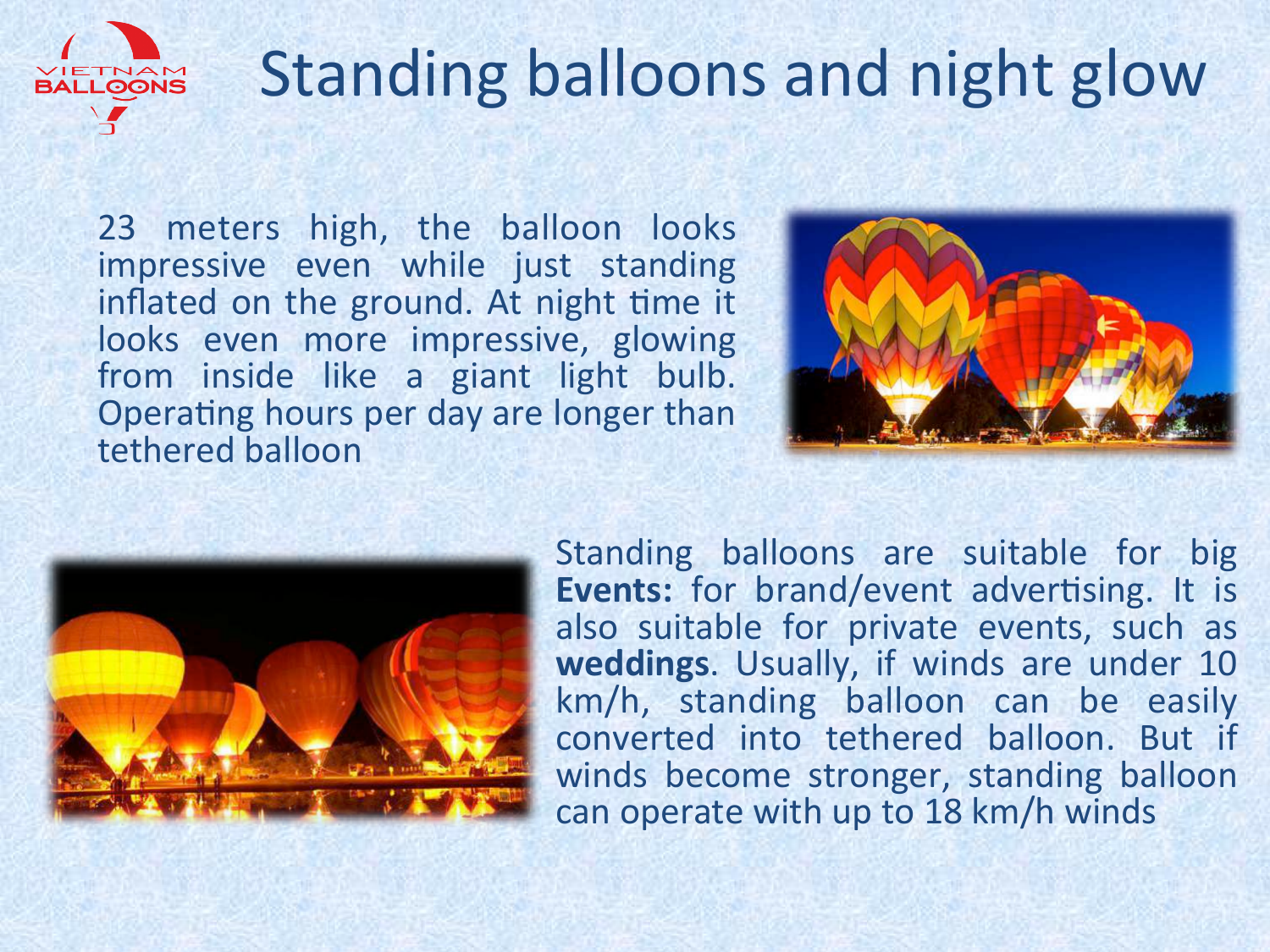# Standing balloons and night glow

23 meters high, the balloon looks impressive even while just standing inflated on the ground. At night time it looks even more impressive, glowing from inside like a giant light bulb. Operating hours per day are longer than tethered balloon

Standing balloons are suitable for big **Events:** for brand/event advertising. It is also suitable for private events, such as **weddings**. Usually, if winds are under 10 km/h, standing balloon can be easily converted into tethered balloon. But if winds become stronger, standing balloon can operate with up to 18 km/h winds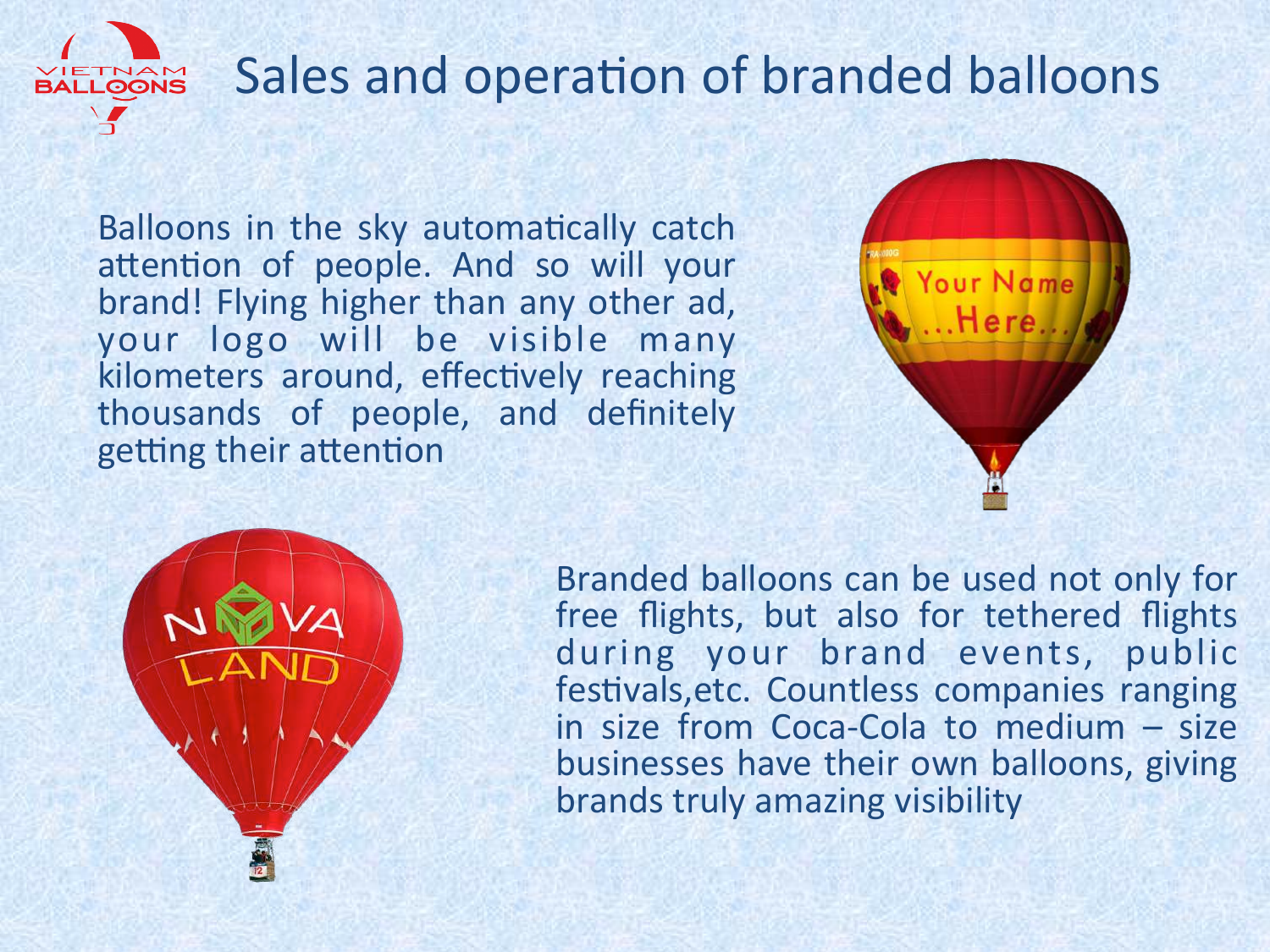# Sales and operation of branded balloons

Balloons in the sky automatically catch attention of people. And so will your brand! Flying higher than any other ad, your logo will be visible many kilometers around, effectively reaching thousands of people, and definitely getting their attention

Branded balloons can be used not only for free flights, but also for tethered flights during your brand events, public festivals,etc. Countless companies ranging in size from Coca-Cola to medium – size businesses have their own balloons, giving brands truly amazing visibility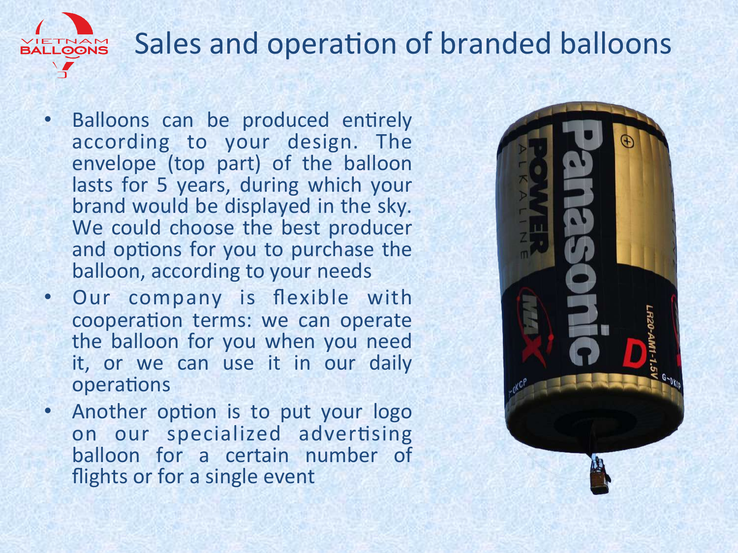# Sales and operation of branded balloons

- Balloons can be produced entirely according to your design. The envelope (top part) of the balloon lasts for 5 years, during which your brand would be displayed in the sky. We could choose the best producer and options for you to purchase the balloon, according to your needs
- Our company is flexible with cooperation terms: we can operate the balloon for you when you need it, or we can use it in our daily operations
- Another option is to put your logo on our specialized advertising balloon for a certain number of flights or for a single event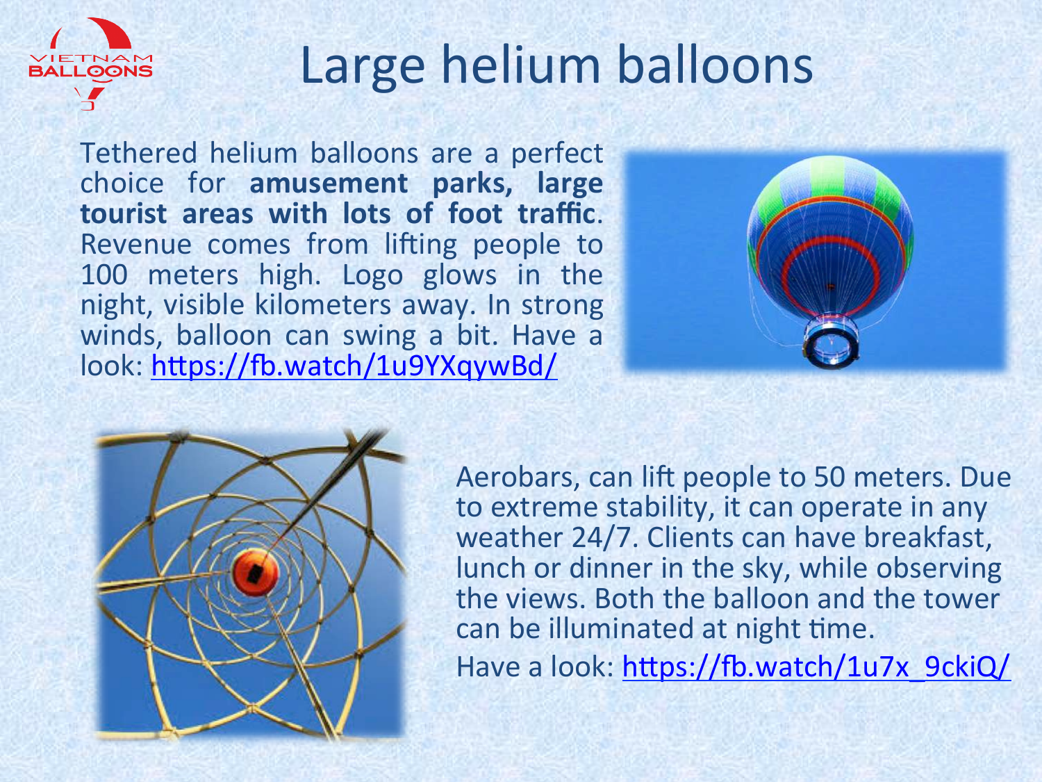# Large helium balloons

Tethered helium balloons are a perfect choice for **amusement parks, large tourist areas with lots of foot traffic**. Revenue comes from lifting people to 100 meters high. Logo glows in the night, visible kilometers away. In strong winds, balloon can swing a bit. Have a look: https://fb.watch/1u9YXqywBd/

Aerobars, can lift people to 50 meters. Due to extreme stability, it can operate in any weather 24/7. Clients can have breakfast, lunch or dinner in the sky, while observing the views. Both the balloon and the tower can be illuminated at night time.

Have a look: https://fb.watch/1u7x_9ckiQ/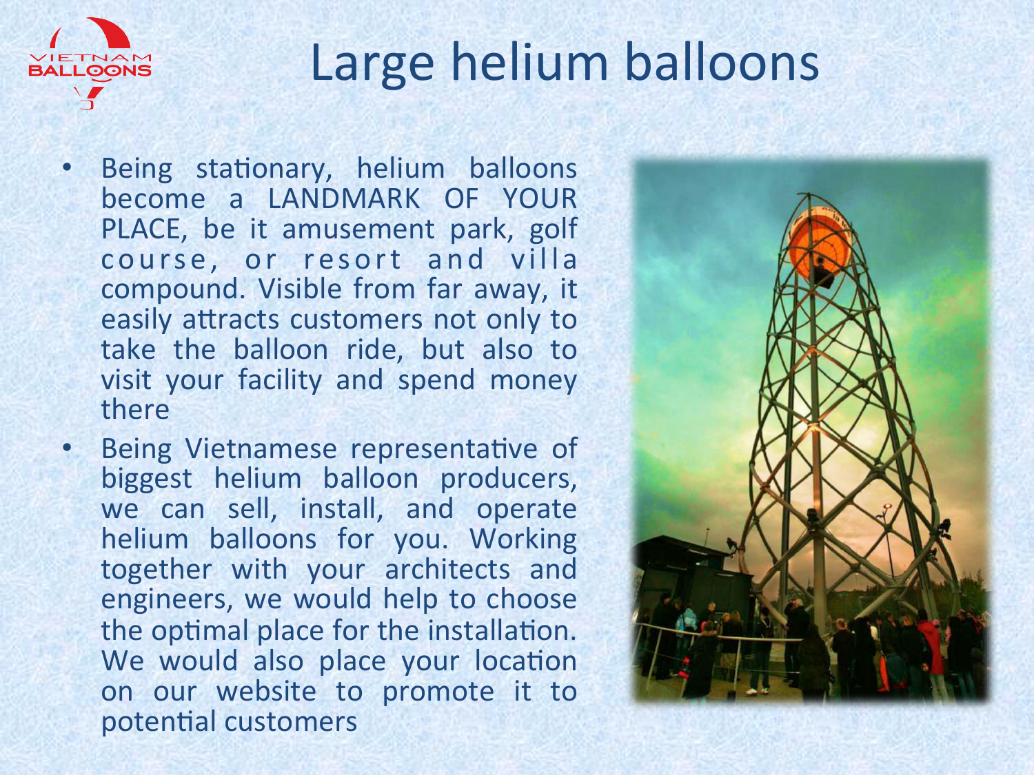# Large helium balloons

- Being stationary, helium balloons become a LANDMARK OF YOUR PLACE, be it amusement park, golf course, or resort and villa compound. Visible from far away, it easily attracts customers not only to take the balloon ride, but also to visit your facility and spend money there
- Being Vietnamese representative of biggest helium balloon producers, we can sell, install, and operate helium balloons for you. Working together with your architects and engineers, we would help to choose the optimal place for the installation. We would also place your location on our website to promote it to potential customers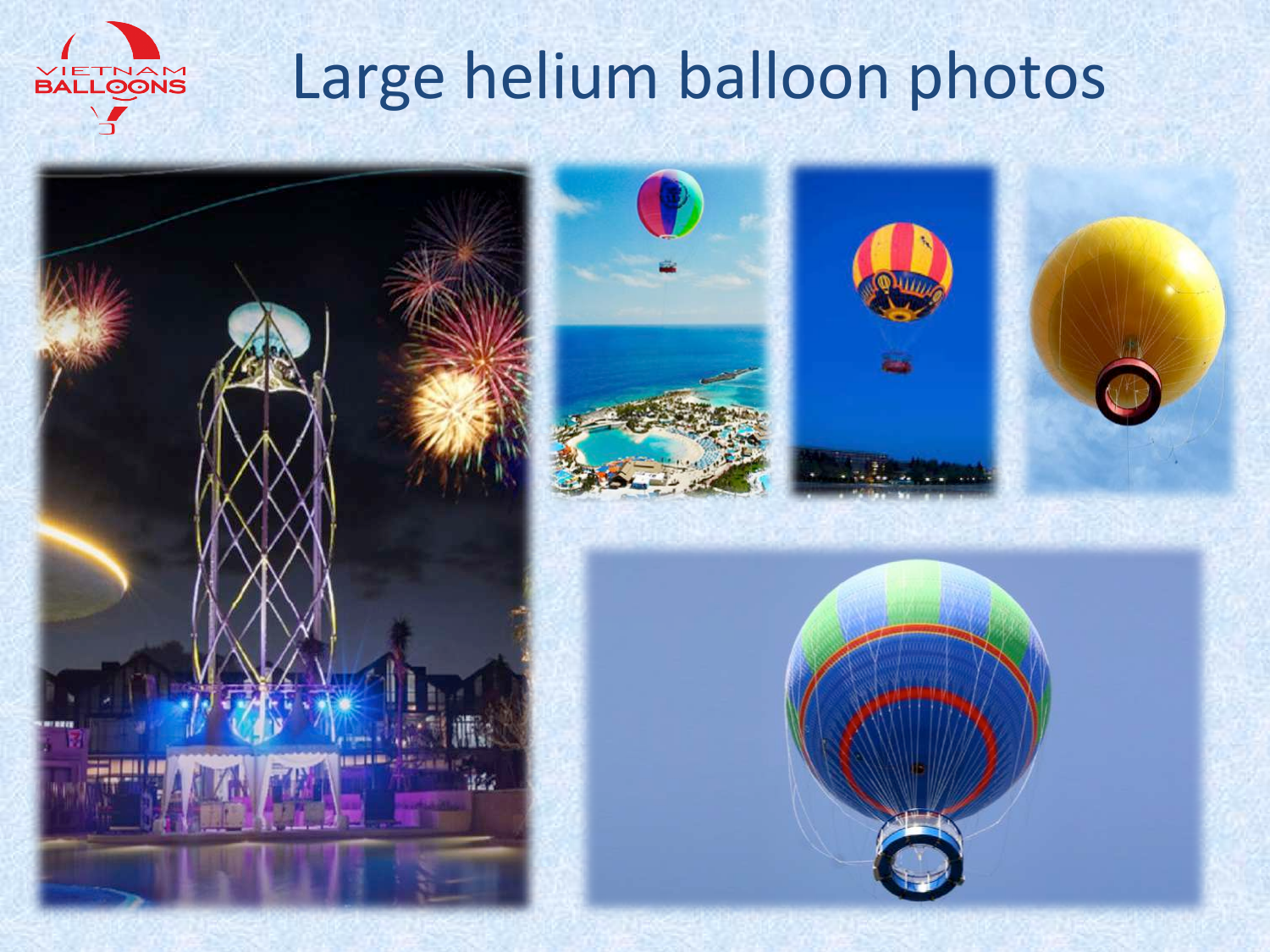# Large helium balloon photos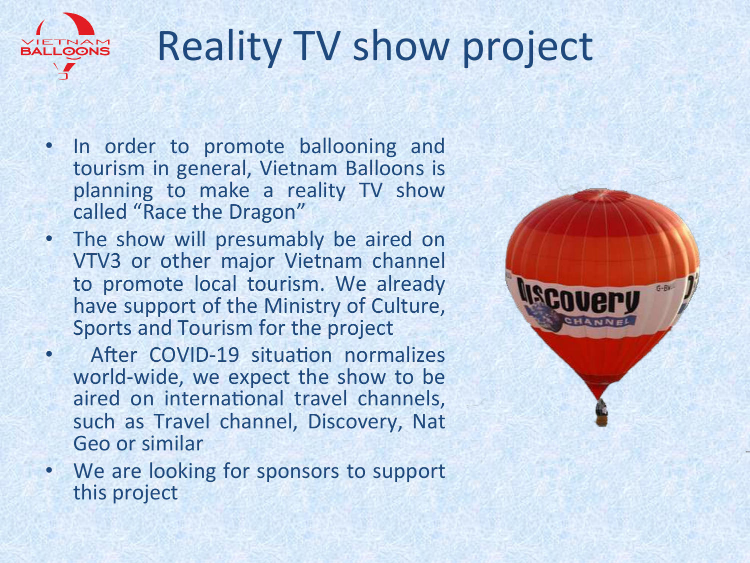# Reality TV show project

- In order to promote ballooning and tourism in general, Vietnam Balloons is planning to make a reality TV show called "Race the Dragon"
- The show will presumably be aired on VTV3 or other major Vietnam channel to promote local tourism. We already have support of the Ministry of Culture, Sports and Tourism for the project
- After COVID-19 situation normalizes world-wide, we expect the show to be aired on international travel channels, such as Travel channel, Discovery, Nat Geo or similar
- We are looking for sponsors to support this project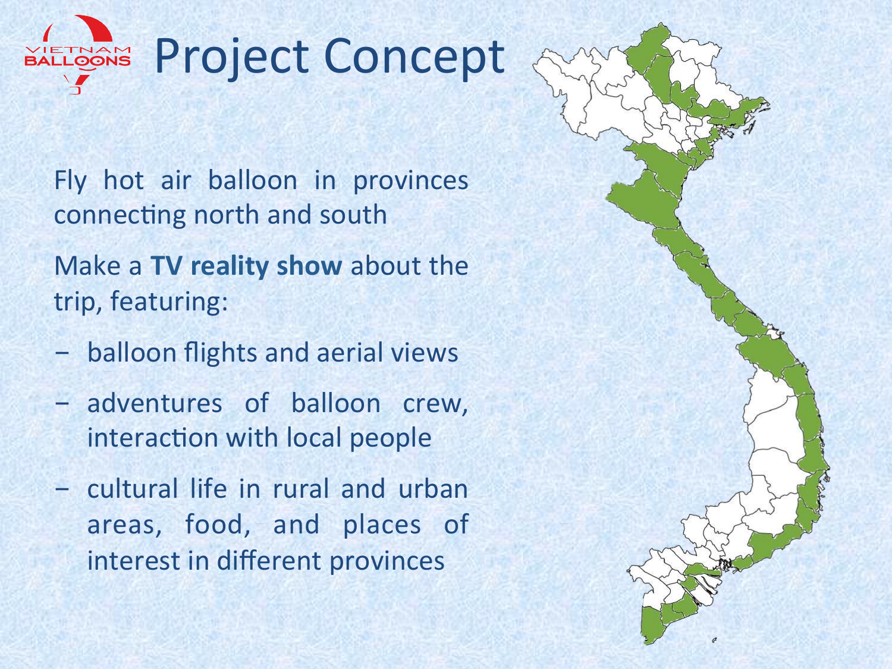# Project Concept

Fly hot air balloon in provinces connecting north and south

Make a **TV reality show** about the trip, featuring:

- balloon flights and aerial views
- adventures of balloon crew, interaction with local people
- cultural life in rural and urban areas, food, and places of interest in different provinces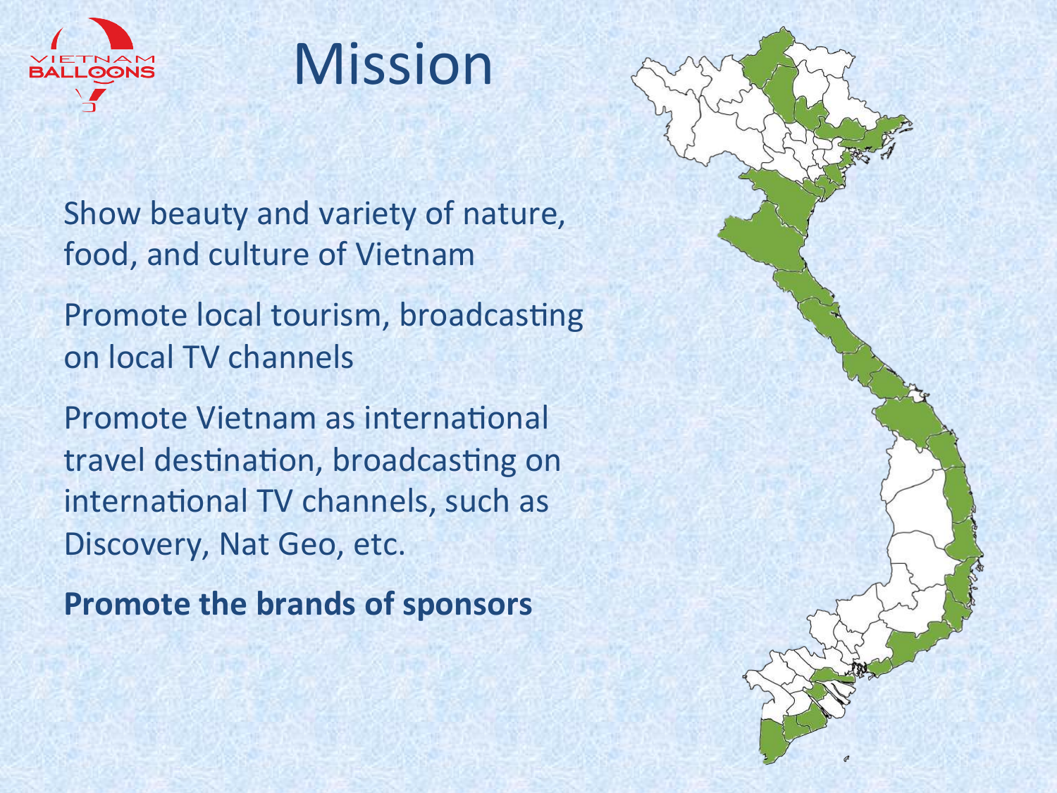# Mission

Show beauty and variety of nature, food, and culture of Vietnam

Promote local tourism, broadcasting on local TV channels

Promote Vietnam as international travel destination, broadcasting on international TV channels, such as Discovery, Nat Geo, etc.

**Promote the brands of sponsors**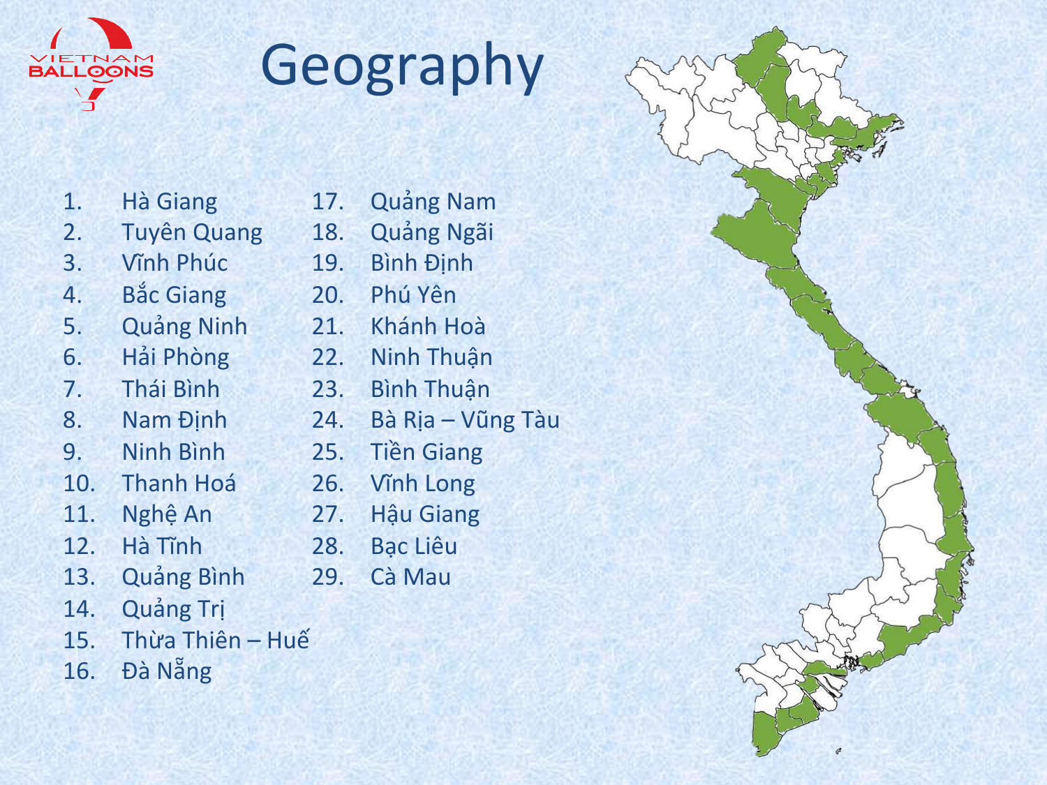# Geography

1. Hà Giang
2. Tuyên Quang
3. Vĩnh Phúc
4. Bắc Giang
5. Quảng Ninh
6. Hải Phòng
7. Thái Bình
8. Nam Định
9. Ninh Bình
10. Thanh Hoá
11. Nghệ An
12. Hà Tĩnh
13. Quảng Bình
14. Quảng Trị
15. Thừa Thiên – Huế
16. Đà Nẵng
17. Quảng Nam
18. Quảng Ngãi
19. Bình Định
20. Phú Yên
21. Khánh Hoà
22. Ninh Thuận
23. Bình Thuận
24. Bà Rịa – Vũng Tàu
25. Tiền Giang
26. Vĩnh Long
27. Hậu Giang
28. Bạc Liêu
29. Cà Mau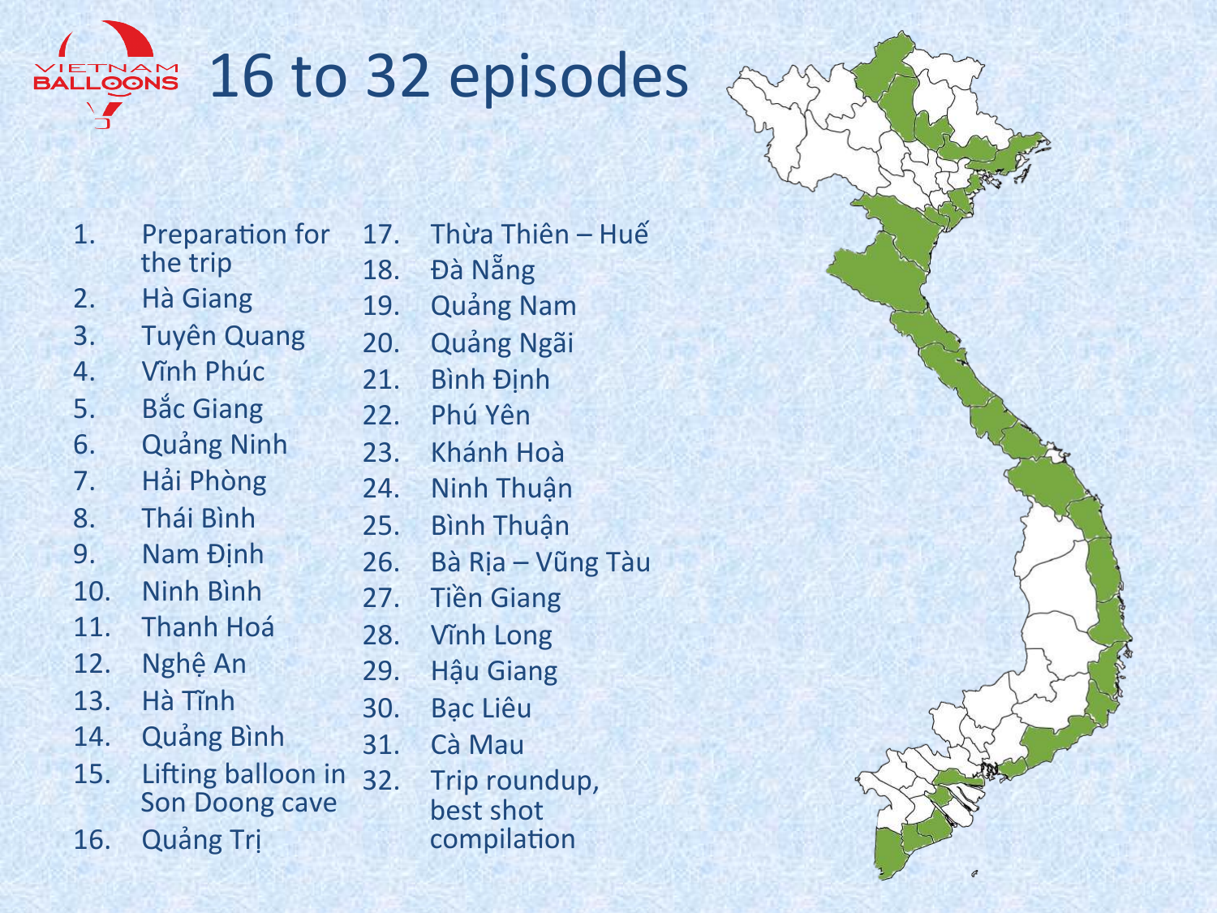# 16 to 32 episodes

1. Preparation for the trip
2. Hà Giang
3. Tuyên Quang
4. Vĩnh Phúc
5. Bắc Giang
6. Quảng Ninh
7. Hải Phòng
8. Thái Bình
9. Nam Định
10. Ninh Bình
11. Thanh Hoá
12. Nghệ An
13. Hà Tĩnh
14. Quảng Bình
15. Lifting balloon in Son Doong cave
16. Quảng Trị
17. Thừa Thiên – Huế
18. Đà Nẵng
19. Quảng Nam
20. Quảng Ngãi
21. Bình Định
22. Phú Yên
23. Khánh Hoà
24. Ninh Thuận
25. Bình Thuận
26. Bà Rịa – Vũng Tàu
27. Tiền Giang
28. Vĩnh Long
29. Hậu Giang
30. Bạc Liêu
31. Cà Mau
32. Trip roundup, best shot compilation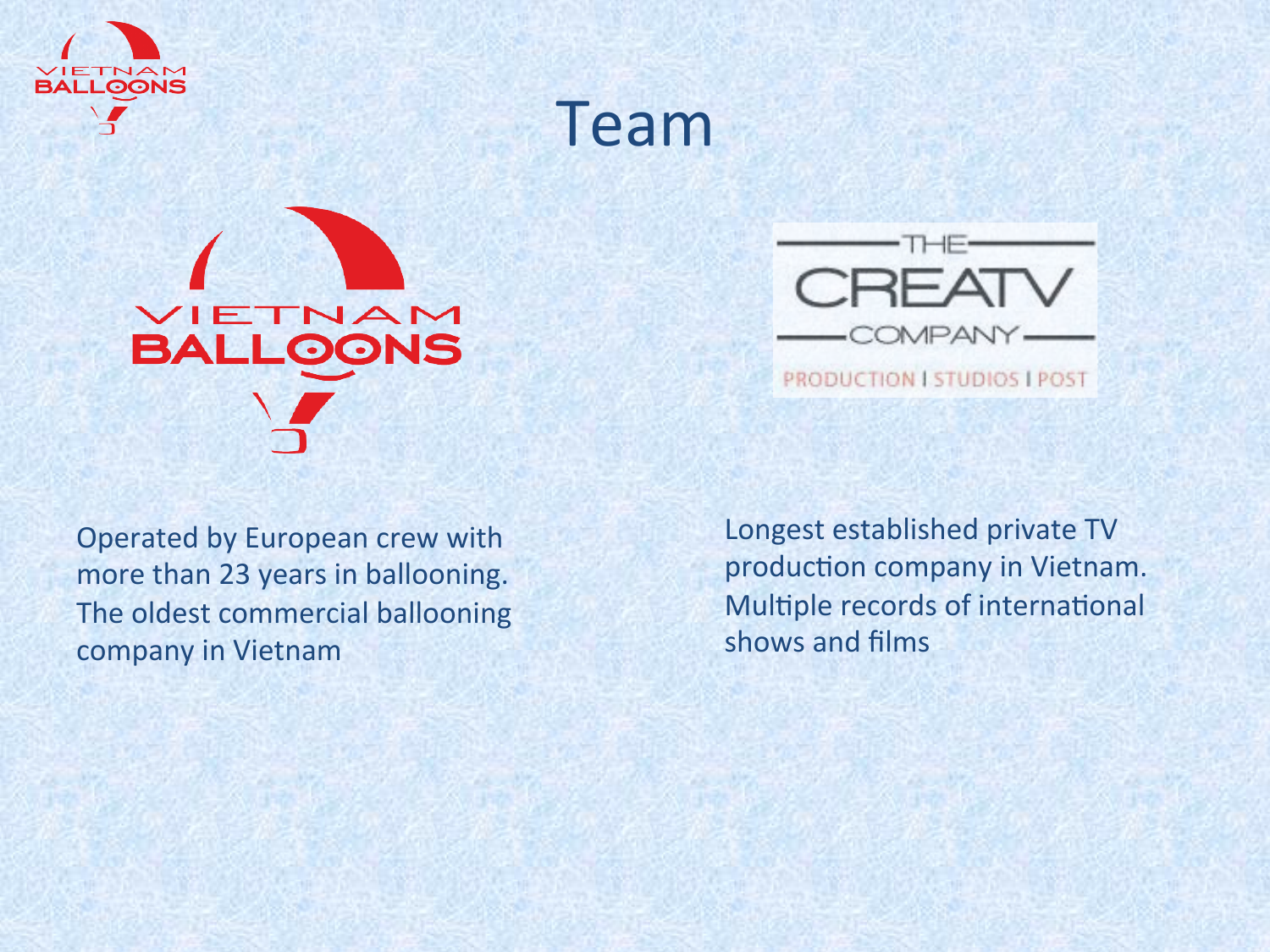# Team

Operated by European crew with more than 23 years in ballooning. The oldest commercial ballooning company in Vietnam

Longest established private TV production company in Vietnam. Multiple records of international shows and films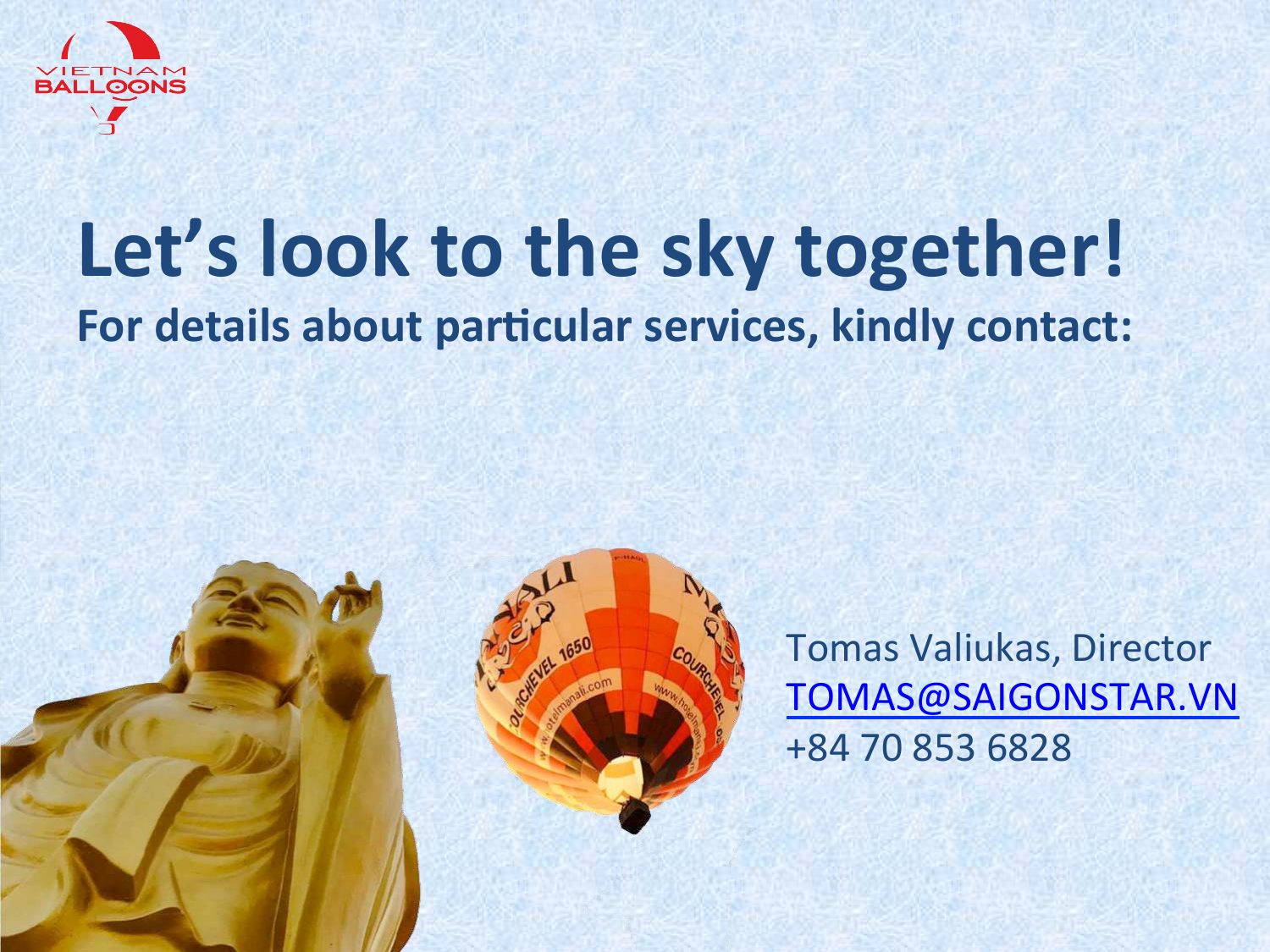# Let's look to the sky together!

**For details about particular services, kindly contact:**

Tomas Valiukas, Director
TOMAS@SAIGONSTAR.VN
+84 70 853 6828